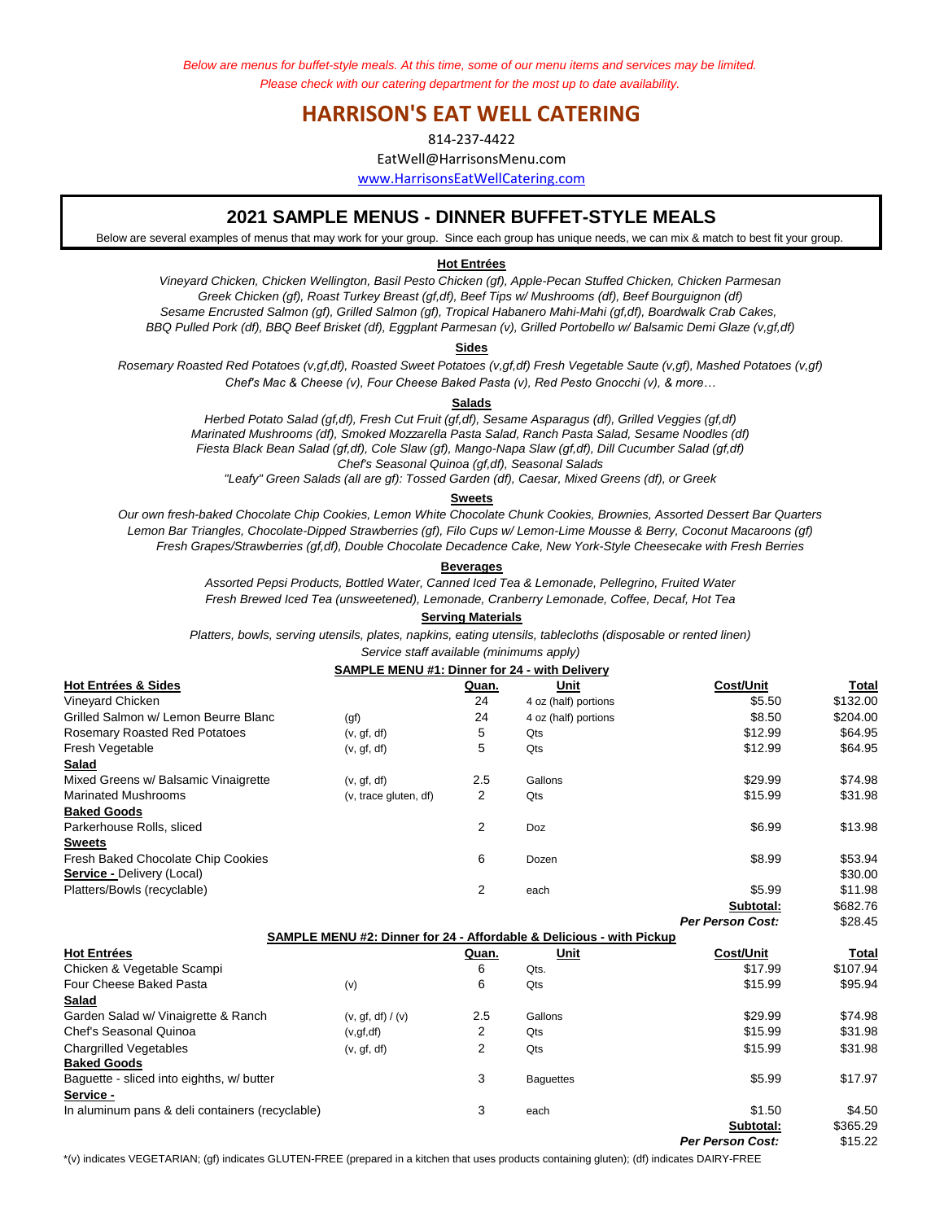*Below are menus for buffet-style meals. At this time, some of our menu items and services may be limited.*
*Please check with our catering department for the most up to date availability.*

# HARRISON'S EAT WELL CATERING

814-237-4422

EatWell@HarrisonsMenu.com

www.HarrisonsEatWellCatering.com

## 2021 SAMPLE MENUS - DINNER BUFFET-STYLE MEALS

Below are several examples of menus that may work for your group. Since each group has unique needs, we can mix & match to best fit your group.

### Hot Entrées

*Vineyard Chicken, Chicken Wellington, Basil Pesto Chicken (gf), Apple-Pecan Stuffed Chicken, Chicken Parmesan*
*Greek Chicken (gf), Roast Turkey Breast (gf,df), Beef Tips w/ Mushrooms (df), Beef Bourguignon (df)*
*Sesame Encrusted Salmon (gf), Grilled Salmon (gf), Tropical Habanero Mahi-Mahi (gf,df), Boardwalk Crab Cakes,*
*BBQ Pulled Pork (df), BBQ Beef Brisket (df), Eggplant Parmesan (v), Grilled Portobello w/ Balsamic Demi Glaze (v,gf,df)*

### Sides

*Rosemary Roasted Red Potatoes (v,gf,df), Roasted Sweet Potatoes (v,gf,df) Fresh Vegetable Saute (v,gf), Mashed Potatoes (v,gf)*
*Chef's Mac & Cheese (v), Four Cheese Baked Pasta (v), Red Pesto Gnocchi (v), & more…*

### Salads

*Herbed Potato Salad (gf,df), Fresh Cut Fruit (gf,df), Sesame Asparagus (df), Grilled Veggies (gf,df)*
*Marinated Mushrooms (df), Smoked Mozzarella Pasta Salad, Ranch Pasta Salad, Sesame Noodles (df)*
*Fiesta Black Bean Salad (gf,df), Cole Slaw (gf), Mango-Napa Slaw (gf,df), Dill Cucumber Salad (gf,df)*
*Chef's Seasonal Quinoa (gf,df), Seasonal Salads*
*"Leafy" Green Salads (all are gf): Tossed Garden (df), Caesar, Mixed Greens (df), or Greek*

### Sweets

*Our own fresh-baked Chocolate Chip Cookies, Lemon White Chocolate Chunk Cookies, Brownies, Assorted Dessert Bar Quarters*
*Lemon Bar Triangles, Chocolate-Dipped Strawberries (gf), Filo Cups w/ Lemon-Lime Mousse & Berry, Coconut Macaroons (gf)*
*Fresh Grapes/Strawberries (gf,df), Double Chocolate Decadence Cake, New York-Style Cheesecake with Fresh Berries*

### Beverages

*Assorted Pepsi Products, Bottled Water, Canned Iced Tea & Lemonade, Pellegrino, Fruited Water*
*Fresh Brewed Iced Tea (unsweetened), Lemonade, Cranberry Lemonade, Coffee, Decaf, Hot Tea*

### Serving Materials

*Platters, bowls, serving utensils, plates, napkins, eating utensils, tablecloths (disposable or rented linen)*
*Service staff available (minimums apply)*

### SAMPLE MENU #1: Dinner for 24 - with Delivery

| **Hot Entrées & Sides** | | **Quan.** | **Unit** | **Cost/Unit** | **Total** |
|---|---|---|---|---|---|
| Vineyard Chicken | | 24 | 4 oz (half) portions | $5.50 | $132.00 |
| Grilled Salmon w/ Lemon Beurre Blanc | (gf) | 24 | 4 oz (half) portions | $8.50 | $204.00 |
| Rosemary Roasted Red Potatoes | (v, gf, df) | 5 | Qts | $12.99 | $64.95 |
| Fresh Vegetable | (v, gf, df) | 5 | Qts | $12.99 | $64.95 |
| **Salad** | | | | | |
| Mixed Greens w/ Balsamic Vinaigrette | (v, gf, df) | 2.5 | Gallons | $29.99 | $74.98 |
| Marinated Mushrooms | (v, trace gluten, df) | 2 | Qts | $15.99 | $31.98 |
| **Baked Goods** | | | | | |
| Parkerhouse Rolls, sliced | | 2 | Doz | $6.99 | $13.98 |
| **Sweets** | | | | | |
| Fresh Baked Chocolate Chip Cookies | | 6 | Dozen | $8.99 | $53.94 |
| **Service -** Delivery (Local) | | | | | $30.00 |
| Platters/Bowls (recyclable) | | 2 | each | $5.99 | $11.98 |
| | | | | **Subtotal:** | $682.76 |
| | | | | ***Per Person Cost:*** | $28.45 |

### SAMPLE MENU #2: Dinner for 24 - Affordable & Delicious - with Pickup

| **Hot Entrées** | | **Quan.** | **Unit** | **Cost/Unit** | **Total** |
|---|---|---|---|---|---|
| Chicken & Vegetable Scampi | | 6 | Qts. | $17.99 | $107.94 |
| Four Cheese Baked Pasta | (v) | 6 | Qts | $15.99 | $95.94 |
| **Salad** | | | | | |
| Garden Salad w/ Vinaigrette & Ranch | (v, gf, df) / (v) | 2.5 | Gallons | $29.99 | $74.98 |
| Chef's Seasonal Quinoa | (v,gf,df) | 2 | Qts | $15.99 | $31.98 |
| Chargrilled Vegetables | (v, gf, df) | 2 | Qts | $15.99 | $31.98 |
| **Baked Goods** | | | | | |
| Baguette - sliced into eighths, w/ butter | | 3 | Baguettes | $5.99 | $17.97 |
| **Service -** | | | | | |
| In aluminum pans & deli containers (recyclable) | | 3 | each | $1.50 | $4.50 |
| | | | | **Subtotal:** | $365.29 |
| | | | | ***Per Person Cost:*** | $15.22 |

*(v) indicates VEGETARIAN; (gf) indicates GLUTEN-FREE (prepared in a kitchen that uses products containing gluten); (df) indicates DAIRY-FREE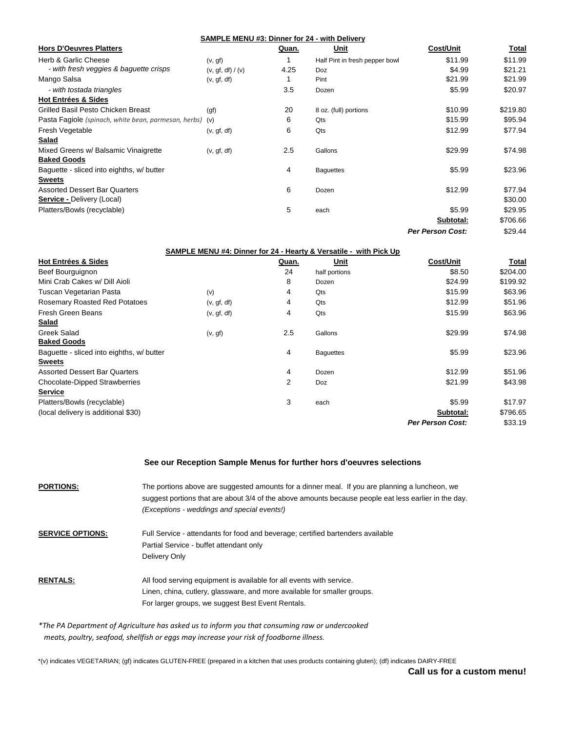## SAMPLE MENU #3: Dinner for 24 - with Delivery

| Hors D'Oeuvres Platters | | Quan. | Unit | Cost/Unit | Total |
|---|---|---|---|---|---|
| Herb & Garlic Cheese | (v, gf) | 1 | Half Pint in fresh pepper bowl | $11.99 | $11.99 |
| *- with fresh veggies & baguette crisps* | (v, gf, df) / (v) | 4.25 | Doz | $4.99 | $21.21 |
| Mango Salsa | (v, gf, df) | 1 | Pint | $21.99 | $21.99 |
| *- with tostada triangles* | | 3.5 | Dozen | $5.99 | $20.97 |
| **Hot Entrées & Sides** | | | | | |
| Grilled Basil Pesto Chicken Breast | (gf) | 20 | 8 oz. (full) portions | $10.99 | $219.80 |
| Pasta Fagiole *(spinach, white bean, parmesan, herbs)* | (v) | 6 | Qts | $15.99 | $95.94 |
| Fresh Vegetable | (v, gf, df) | 6 | Qts | $12.99 | $77.94 |
| **Salad** | | | | | |
| Mixed Greens w/ Balsamic Vinaigrette | (v, gf, df) | 2.5 | Gallons | $29.99 | $74.98 |
| **Baked Goods** | | | | | |
| Baguette - sliced into eighths, w/ butter | | 4 | Baguettes | $5.99 | $23.96 |
| **Sweets** | | | | | |
| Assorted Dessert Bar Quarters | | 6 | Dozen | $12.99 | $77.94 |
| **Service -** Delivery (Local) | | | | | $30.00 |
| Platters/Bowls (recyclable) | | 5 | each | $5.99 | $29.95 |
| | | | | **Subtotal:** | $706.66 |
| | | | | ***Per Person Cost:*** | $29.44 |

## SAMPLE MENU #4: Dinner for 24 - Hearty & Versatile - with Pick Up

| Hot Entrées & Sides | | Quan. | Unit | Cost/Unit | Total |
|---|---|---|---|---|---|
| Beef Bourguignon | | 24 | half portions | $8.50 | $204.00 |
| Mini Crab Cakes w/ Dill Aioli | | 8 | Dozen | $24.99 | $199.92 |
| Tuscan Vegetarian Pasta | (v) | 4 | Qts | $15.99 | $63.96 |
| Rosemary Roasted Red Potatoes | (v, gf, df) | 4 | Qts | $12.99 | $51.96 |
| Fresh Green Beans | (v, gf, df) | 4 | Qts | $15.99 | $63.96 |
| **Salad** | | | | | |
| Greek Salad | (v, gf) | 2.5 | Gallons | $29.99 | $74.98 |
| **Baked Goods** | | | | | |
| Baguette - sliced into eighths, w/ butter | | 4 | Baguettes | $5.99 | $23.96 |
| **Sweets** | | | | | |
| Assorted Dessert Bar Quarters | | 4 | Dozen | $12.99 | $51.96 |
| Chocolate-Dipped Strawberries | | 2 | Doz | $21.99 | $43.98 |
| **Service** | | | | | |
| Platters/Bowls (recyclable) | | 3 | each | $5.99 | $17.97 |
| (local delivery is additional $30) | | | | **Subtotal:** | $796.65 |
| | | | | ***Per Person Cost:*** | $33.19 |

**See our Reception Sample Menus for further hors d'oeuvres selections**

**PORTIONS:** The portions above are suggested amounts for a dinner meal. If you are planning a luncheon, we suggest portions that are about 3/4 of the above amounts because people eat less earlier in the day. *(Exceptions - weddings and special events!)*

**SERVICE OPTIONS:**
Full Service - attendants for food and beverage; certified bartenders available
Partial Service - buffet attendant only
Delivery Only

**RENTALS:**
All food serving equipment is available for all events with service.
Linen, china, cutlery, glassware, and more available for smaller groups.
For larger groups, we suggest Best Event Rentals.

*\*The PA Department of Agriculture has asked us to inform you that consuming raw or undercooked meats, poultry, seafood, shellfish or eggs may increase your risk of foodborne illness.*

*(v) indicates VEGETARIAN; (gf) indicates GLUTEN-FREE (prepared in a kitchen that uses products containing gluten); (df) indicates DAIRY-FREE

**Call us for a custom menu!**